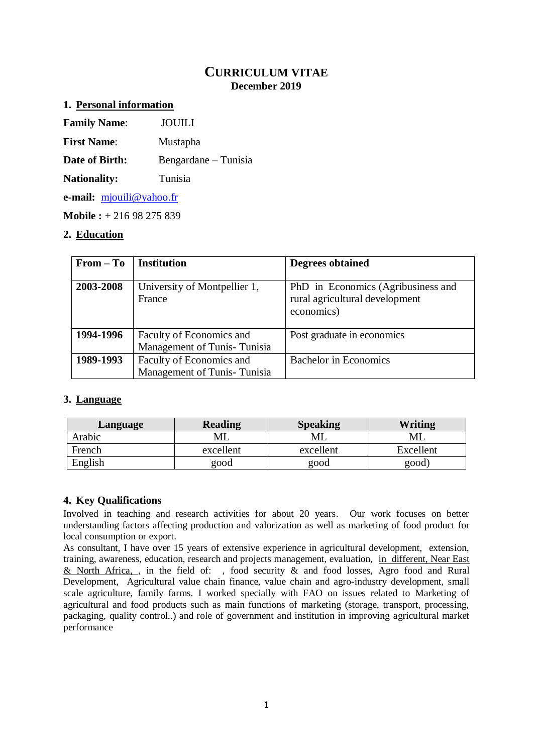# CURRICULUM VITAE
**December 2019**

## 1. Personal information

**Family Name**: JOUILI

**First Name**: Mustapha

**Date of Birth:** Bengardane – Tunisia

**Nationality:** Tunisia

**e-mail:** mjouili@yahoo.fr

**Mobile :** + 216 98 275 839

## 2. Education

| From – To | Institution | Degrees obtained |
|---|---|---|
| **2003-2008** | University of Montpellier 1, France | PhD in Economics (Agribusiness and rural agricultural development economics) |
| **1994-1996** | Faculty of Economics and Management of Tunis- Tunisia | Post graduate in economics |
| **1989-1993** | Faculty of Economics and Management of Tunis- Tunisia | Bachelor in Economics |

## 3. Language

| Language | Reading | Speaking | Writing |
|---|---|---|---|
| Arabic | ML | ML | ML |
| French | excellent | excellent | Excellent |
| English | good | good | good) |

## 4. Key Qualifications

Involved in teaching and research activities for about 20 years. Our work focuses on better understanding factors affecting production and valorization as well as marketing of food product for local consumption or export.

As consultant, I have over 15 years of extensive experience in agricultural development, extension, training, awareness, education, research and projects management, evaluation, in different, Near East & North Africa, , in the field of: , food security & and food losses, Agro food and Rural Development, Agricultural value chain finance, value chain and agro-industry development, small scale agriculture, family farms. I worked specially with FAO on issues related to Marketing of agricultural and food products such as main functions of marketing (storage, transport, processing, packaging, quality control..) and role of government and institution in improving agricultural market performance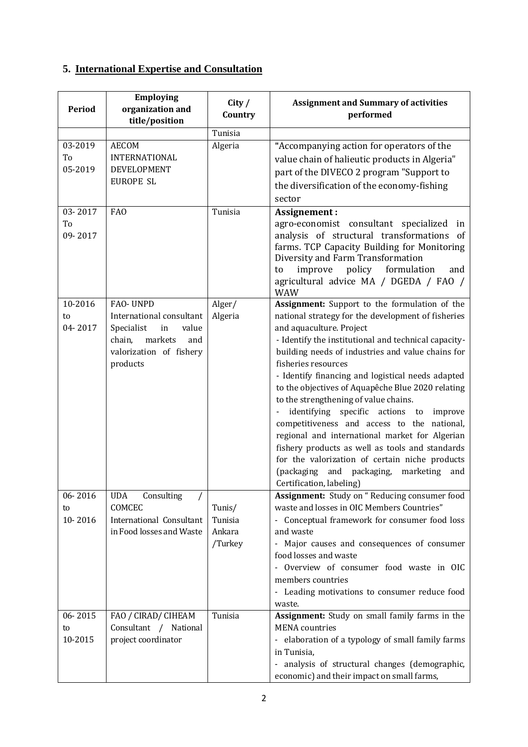## 5. International Expertise and Consultation

| Period | Employing organization and title/position | City / Country | Assignment and Summary of activities performed |
|---|---|---|---|
| | | Tunisia | |
| 03-2019 To 05-2019 | AECOM INTERNATIONAL DEVELOPMENT EUROPE SL | Algeria | "Accompanying action for operators of the value chain of halieutic products in Algeria" part of the DIVECO 2 program "Support to the diversification of the economy-fishing sector |
| 03- 2017 To 09- 2017 | FAO | Tunisia | **Assignement :** agro-economist consultant specialized in analysis of structural transformations of farms. TCP Capacity Building for Monitoring Diversity and Farm Transformation to improve policy formulation and agricultural advice MA / DGEDA / FAO / WAW |
| 10-2016 to 04- 2017 | FAO- UNPD International consultant Specialist in value chain, markets and valorization of fishery products | Alger/ Algeria | **Assignment:** Support to the formulation of the national strategy for the development of fisheries and aquaculture. Project<br>- Identify the institutional and technical capacity-building needs of industries and value chains for fisheries resources<br>- Identify financing and logistical needs adapted to the objectives of Aquapêche Blue 2020 relating to the strengthening of value chains.<br>- identifying specific actions to improve competitiveness and access to the national, regional and international market for Algerian fishery products as well as tools and standards for the valorization of certain niche products (packaging and packaging, marketing and Certification, labeling) |
| 06- 2016 to 10- 2016 | UDA Consulting / COMCEC International Consultant in Food losses and Waste | Tunis/ Tunisia Ankara /Turkey | **Assignment:** Study on " Reducing consumer food waste and losses in OIC Members Countries"<br>- Conceptual framework for consumer food loss and waste<br>- Major causes and consequences of consumer food losses and waste<br>- Overview of consumer food waste in OIC members countries<br>- Leading motivations to consumer reduce food waste. |
| 06- 2015 to 10-2015 | FAO / CIRAD/ CIHEAM Consultant / National project coordinator | Tunisia | **Assignment:** Study on small family farms in the MENA countries<br>- elaboration of a typology of small family farms in Tunisia,<br>- analysis of structural changes (demographic, economic) and their impact on small farms, |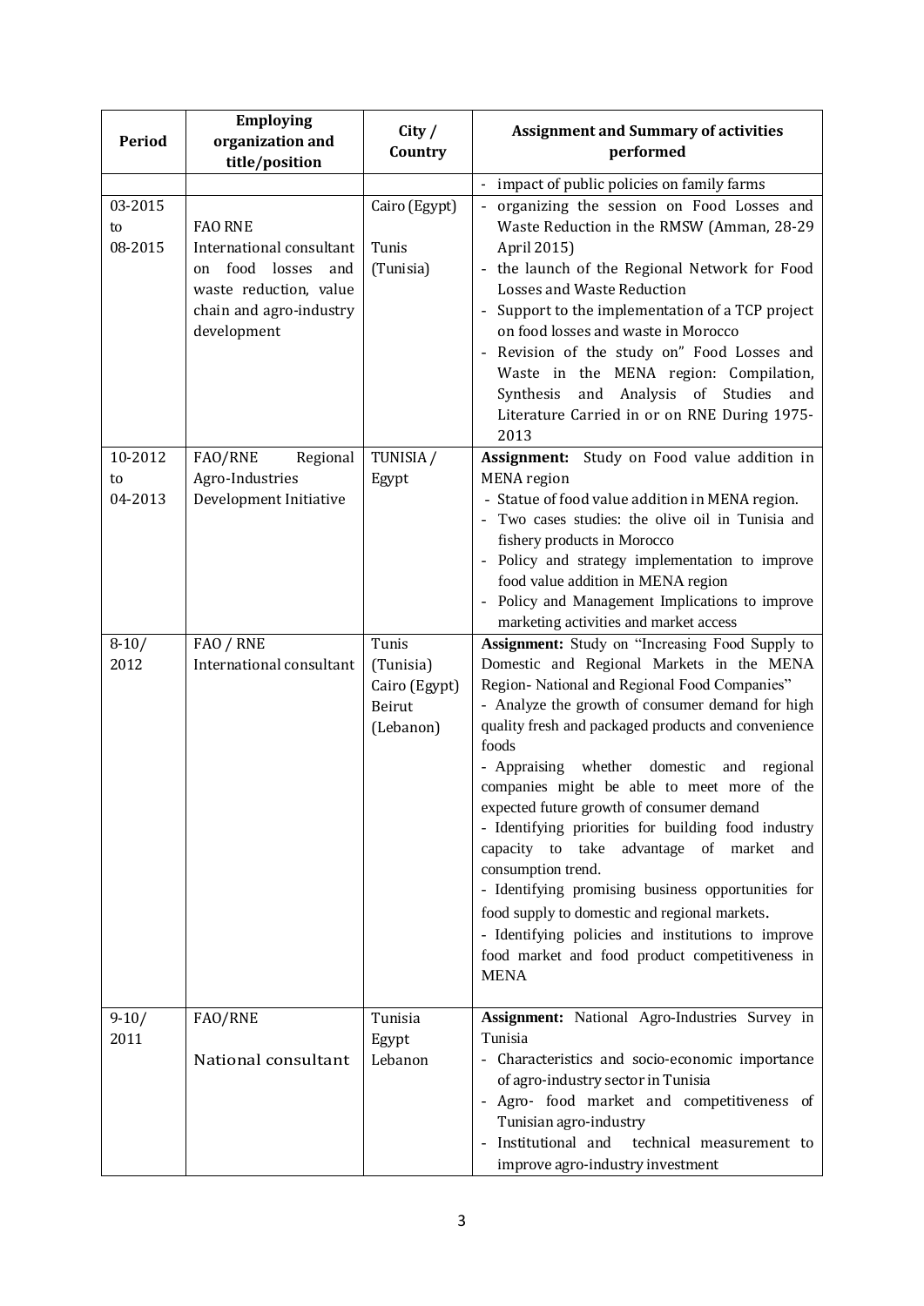| Period | Employing organization and title/position | City / Country | Assignment and Summary of activities performed |
|---|---|---|---|
| | | | - impact of public policies on family farms |
| 03-2015 to 08-2015 | FAO RNE<br>International consultant on food losses and waste reduction, value chain and agro-industry development | Cairo (Egypt)<br><br>Tunis (Tunisia) | - organizing the session on Food Losses and Waste Reduction in the RMSW (Amman, 28-29 April 2015)<br>- the launch of the Regional Network for Food Losses and Waste Reduction<br>- Support to the implementation of a TCP project on food losses and waste in Morocco<br>- Revision of the study on" Food Losses and Waste in the MENA region: Compilation, Synthesis and Analysis of Studies and Literature Carried in or on RNE During 1975-2013 |
| 10-2012 to 04-2013 | FAO/RNE Regional Agro-Industries Development Initiative | TUNISIA / Egypt | **Assignment:** Study on Food value addition in MENA region<br>- Statue of food value addition in MENA region.<br>- Two cases studies: the olive oil in Tunisia and fishery products in Morocco<br>- Policy and strategy implementation to improve food value addition in MENA region<br>- Policy and Management Implications to improve marketing activities and market access |
| 8-10/ 2012 | FAO / RNE<br>International consultant | Tunis (Tunisia)<br>Cairo (Egypt)<br>Beirut (Lebanon) | **Assignment:** Study on "Increasing Food Supply to Domestic and Regional Markets in the MENA Region- National and Regional Food Companies"<br>- Analyze the growth of consumer demand for high quality fresh and packaged products and convenience foods<br>- Appraising whether domestic and regional companies might be able to meet more of the expected future growth of consumer demand<br>- Identifying priorities for building food industry capacity to take advantage of market and consumption trend.<br>- Identifying promising business opportunities for food supply to domestic and regional markets.<br>- Identifying policies and institutions to improve food market and food product competitiveness in MENA |
| 9-10/ 2011 | FAO/RNE<br><br>National consultant | Tunisia<br>Egypt<br>Lebanon | **Assignment:** National Agro-Industries Survey in Tunisia<br>- Characteristics and socio-economic importance of agro-industry sector in Tunisia<br>- Agro- food market and competitiveness of Tunisian agro-industry<br>- Institutional and technical measurement to improve agro-industry investment |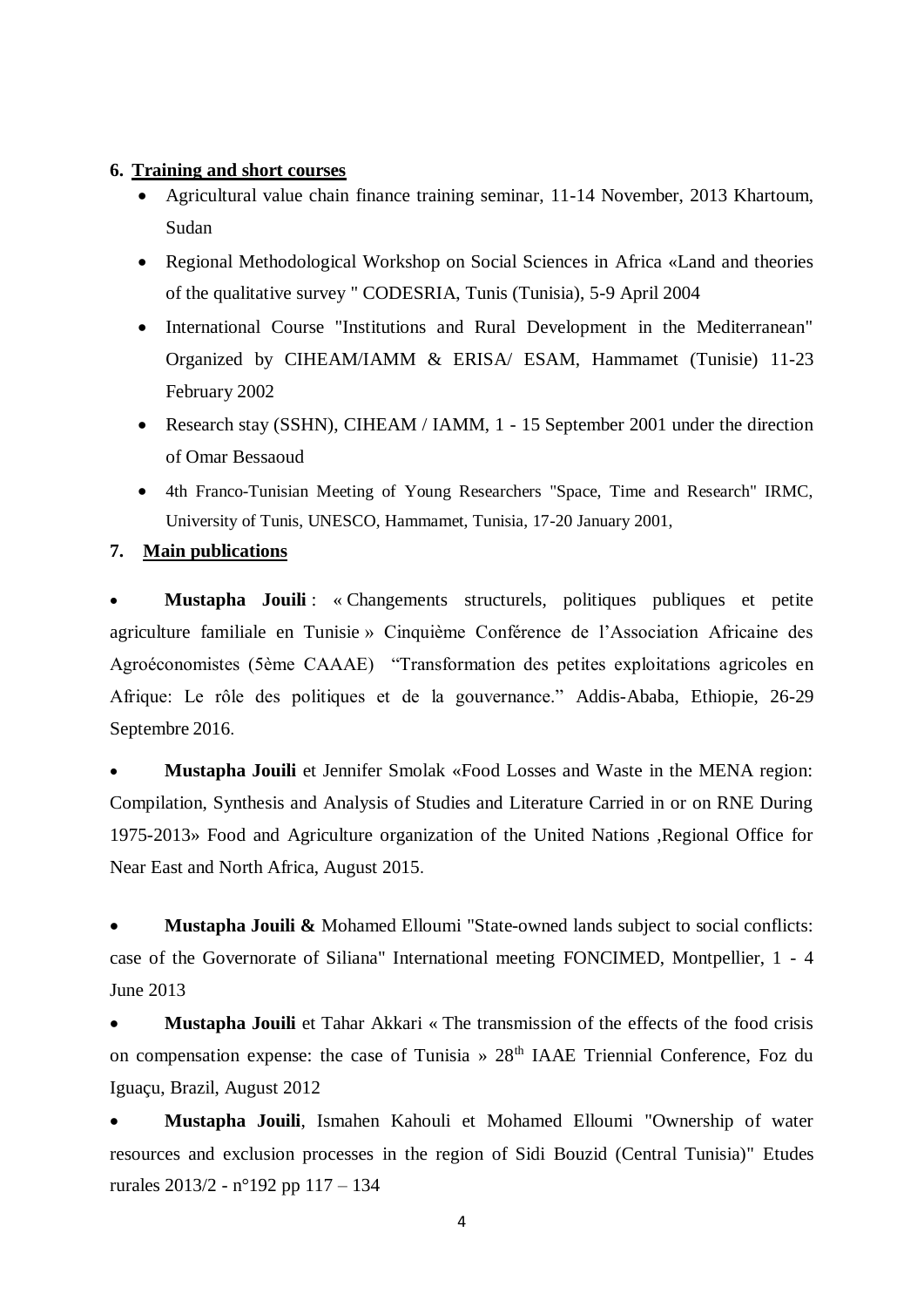## 6. Training and short courses

- Agricultural value chain finance training seminar, 11-14 November, 2013 Khartoum, Sudan
- Regional Methodological Workshop on Social Sciences in Africa «Land and theories of the qualitative survey " CODESRIA, Tunis (Tunisia), 5-9 April 2004
- International Course "Institutions and Rural Development in the Mediterranean" Organized by CIHEAM/IAMM & ERISA/ ESAM, Hammamet (Tunisie) 11-23 February 2002
- Research stay (SSHN), CIHEAM / IAMM, 1 - 15 September 2001 under the direction of Omar Bessaoud
- 4th Franco-Tunisian Meeting of Young Researchers "Space, Time and Research" IRMC, University of Tunis, UNESCO, Hammamet, Tunisia, 17-20 January 2001,

## 7. Main publications

- **Mustapha Jouili** : « Changements structurels, politiques publiques et petite agriculture familiale en Tunisie » Cinquième Conférence de l'Association Africaine des Agroéconomistes (5ème CAAAE) "Transformation des petites exploitations agricoles en Afrique: Le rôle des politiques et de la gouvernance." Addis-Ababa, Ethiopie, 26-29 Septembre 2016.

- **Mustapha Jouili** et Jennifer Smolak «Food Losses and Waste in the MENA region: Compilation, Synthesis and Analysis of Studies and Literature Carried in or on RNE During 1975-2013» Food and Agriculture organization of the United Nations ,Regional Office for Near East and North Africa, August 2015.

- **Mustapha Jouili &** Mohamed Elloumi "State-owned lands subject to social conflicts: case of the Governorate of Siliana" International meeting FONCIMED, Montpellier, 1 - 4 June 2013

- **Mustapha Jouili** et Tahar Akkari « The transmission of the effects of the food crisis on compensation expense: the case of Tunisia » 28th IAAE Triennial Conference, Foz du Iguaçu, Brazil, August 2012

- **Mustapha Jouili**, Ismahen Kahouli et Mohamed Elloumi "Ownership of water resources and exclusion processes in the region of Sidi Bouzid (Central Tunisia)" Etudes rurales 2013/2 - n°192 pp 117 – 134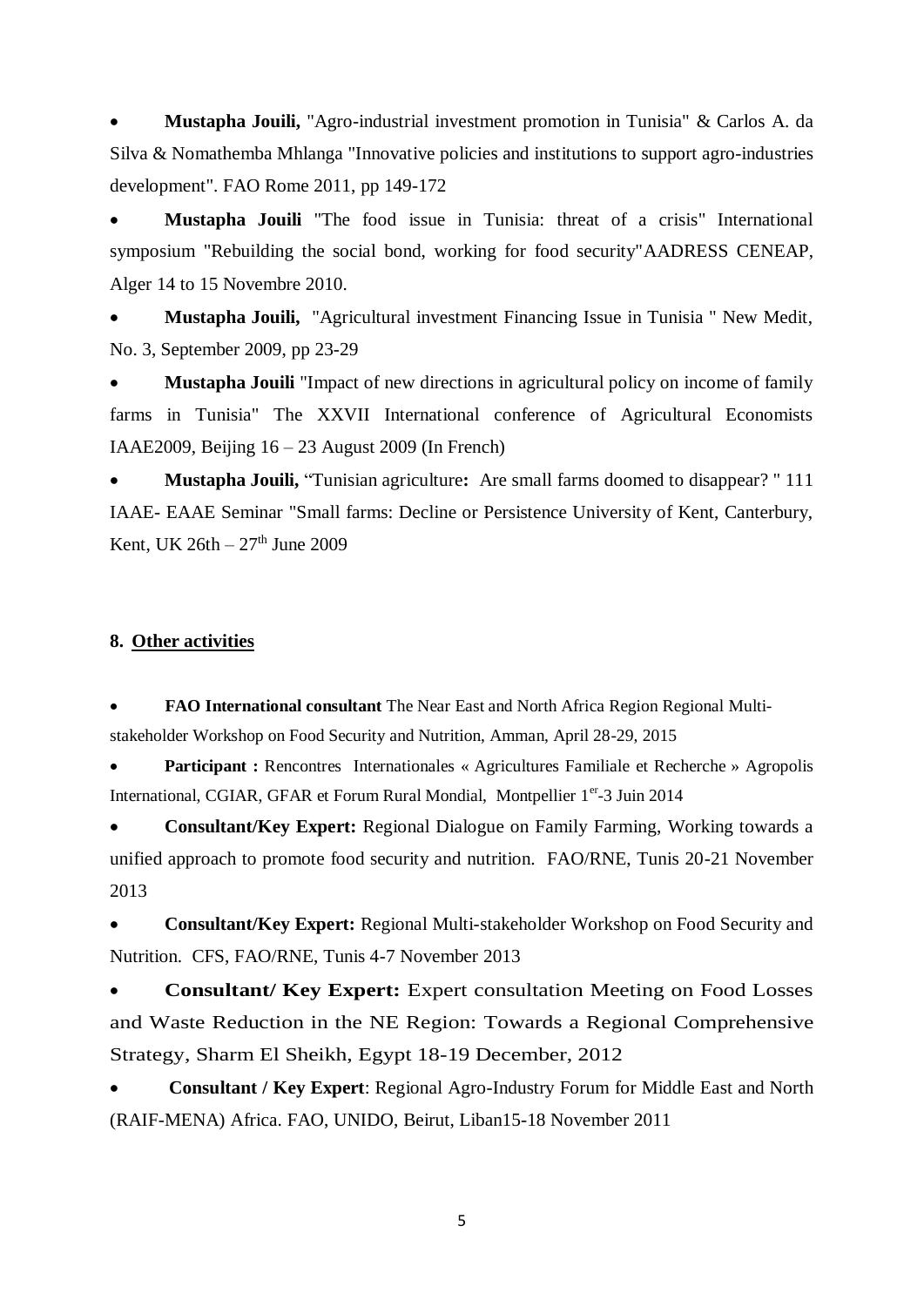- **Mustapha Jouili,** "Agro-industrial investment promotion in Tunisia" & Carlos A. da Silva & Nomathemba Mhlanga "Innovative policies and institutions to support agro-industries development". FAO Rome 2011, pp 149-172

- **Mustapha Jouili** "The food issue in Tunisia: threat of a crisis" International symposium "Rebuilding the social bond, working for food security"AADRESS CENEAP, Alger 14 to 15 Novembre 2010.

- **Mustapha Jouili,** "Agricultural investment Financing Issue in Tunisia " New Medit, No. 3, September 2009, pp 23-29

- **Mustapha Jouili** "Impact of new directions in agricultural policy on income of family farms in Tunisia" The XXVII International conference of Agricultural Economists IAAE2009, Beijing 16 – 23 August 2009 (In French)

- **Mustapha Jouili,** "Tunisian agriculture**:** Are small farms doomed to disappear? " 111 IAAE- EAAE Seminar "Small farms: Decline or Persistence University of Kent, Canterbury, Kent, UK 26th – 27th June 2009

## 8. Other activities

- **FAO International consultant** The Near East and North Africa Region Regional Multi-stakeholder Workshop on Food Security and Nutrition, Amman, April 28-29, 2015

- **Participant :** Rencontres Internationales « Agricultures Familiale et Recherche » Agropolis International, CGIAR, GFAR et Forum Rural Mondial, Montpellier 1er-3 Juin 2014

- **Consultant/Key Expert:** Regional Dialogue on Family Farming, Working towards a unified approach to promote food security and nutrition. FAO/RNE, Tunis 20-21 November 2013

- **Consultant/Key Expert:** Regional Multi-stakeholder Workshop on Food Security and Nutrition. CFS, FAO/RNE, Tunis 4-7 November 2013

- **Consultant/ Key Expert:** Expert consultation Meeting on Food Losses and Waste Reduction in the NE Region: Towards a Regional Comprehensive Strategy, Sharm El Sheikh, Egypt 18-19 December, 2012

- **Consultant / Key Expert**: Regional Agro-Industry Forum for Middle East and North (RAIF-MENA) Africa. FAO, UNIDO, Beirut, Liban15-18 November 2011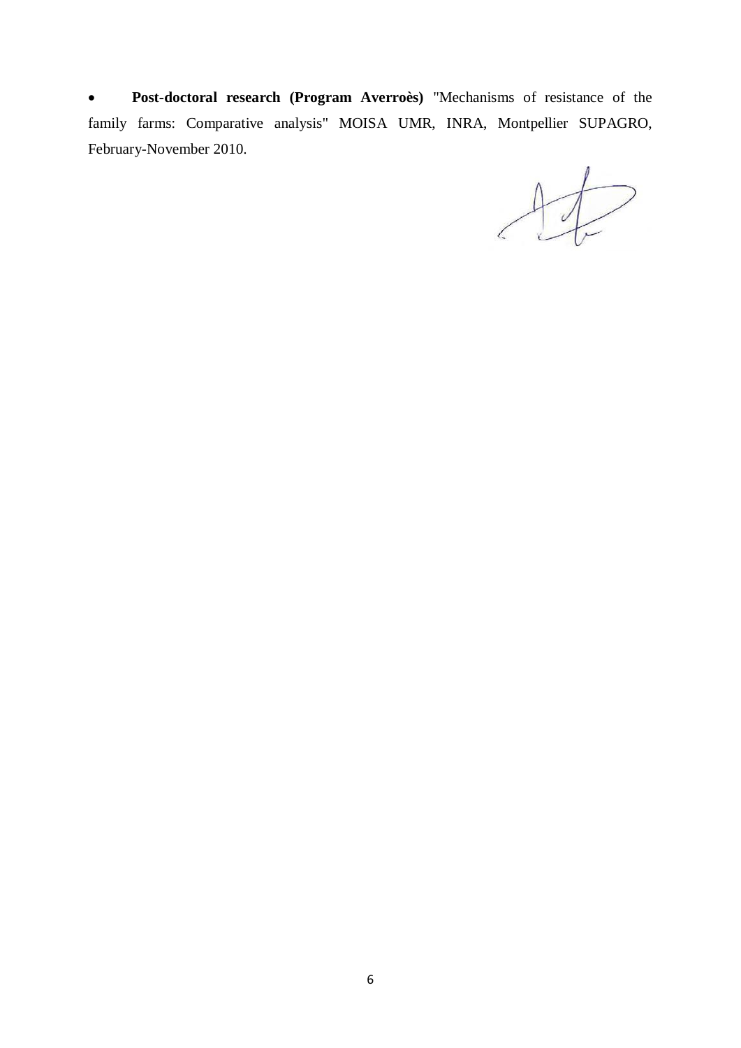- **Post-doctoral research (Program Averroès)** "Mechanisms of resistance of the family farms: Comparative analysis" MOISA UMR, INRA, Montpellier SUPAGRO, February-November 2010.